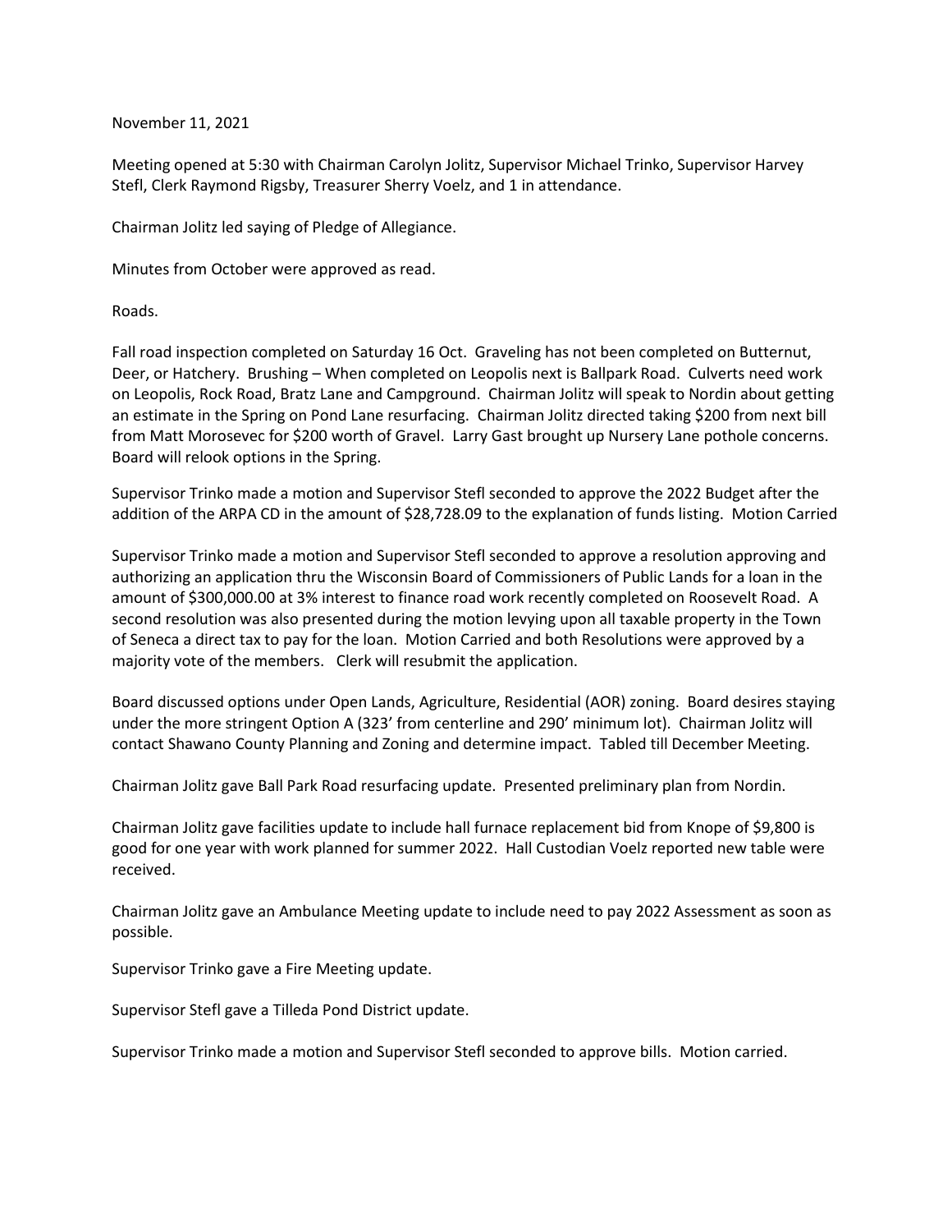November 11, 2021

Meeting opened at 5:30 with Chairman Carolyn Jolitz, Supervisor Michael Trinko, Supervisor Harvey Stefl, Clerk Raymond Rigsby, Treasurer Sherry Voelz, and 1 in attendance.

Chairman Jolitz led saying of Pledge of Allegiance.

Minutes from October were approved as read.

Roads.

Fall road inspection completed on Saturday 16 Oct. Graveling has not been completed on Butternut, Deer, or Hatchery. Brushing – When completed on Leopolis next is Ballpark Road. Culverts need work on Leopolis, Rock Road, Bratz Lane and Campground. Chairman Jolitz will speak to Nordin about getting an estimate in the Spring on Pond Lane resurfacing. Chairman Jolitz directed taking $200 from next bill from Matt Morosevec for $200 worth of Gravel. Larry Gast brought up Nursery Lane pothole concerns. Board will relook options in the Spring.

Supervisor Trinko made a motion and Supervisor Stefl seconded to approve the 2022 Budget after the addition of the ARPA CD in the amount of $28,728.09 to the explanation of funds listing. Motion Carried

Supervisor Trinko made a motion and Supervisor Stefl seconded to approve a resolution approving and authorizing an application thru the Wisconsin Board of Commissioners of Public Lands for a loan in the amount of $300,000.00 at 3% interest to finance road work recently completed on Roosevelt Road. A second resolution was also presented during the motion levying upon all taxable property in the Town of Seneca a direct tax to pay for the loan. Motion Carried and both Resolutions were approved by a majority vote of the members. Clerk will resubmit the application.

Board discussed options under Open Lands, Agriculture, Residential (AOR) zoning. Board desires staying under the more stringent Option A (323' from centerline and 290' minimum lot). Chairman Jolitz will contact Shawano County Planning and Zoning and determine impact. Tabled till December Meeting.

Chairman Jolitz gave Ball Park Road resurfacing update. Presented preliminary plan from Nordin.

Chairman Jolitz gave facilities update to include hall furnace replacement bid from Knope of $9,800 is good for one year with work planned for summer 2022. Hall Custodian Voelz reported new table were received.

Chairman Jolitz gave an Ambulance Meeting update to include need to pay 2022 Assessment as soon as possible.

Supervisor Trinko gave a Fire Meeting update.

Supervisor Stefl gave a Tilleda Pond District update.

Supervisor Trinko made a motion and Supervisor Stefl seconded to approve bills. Motion carried.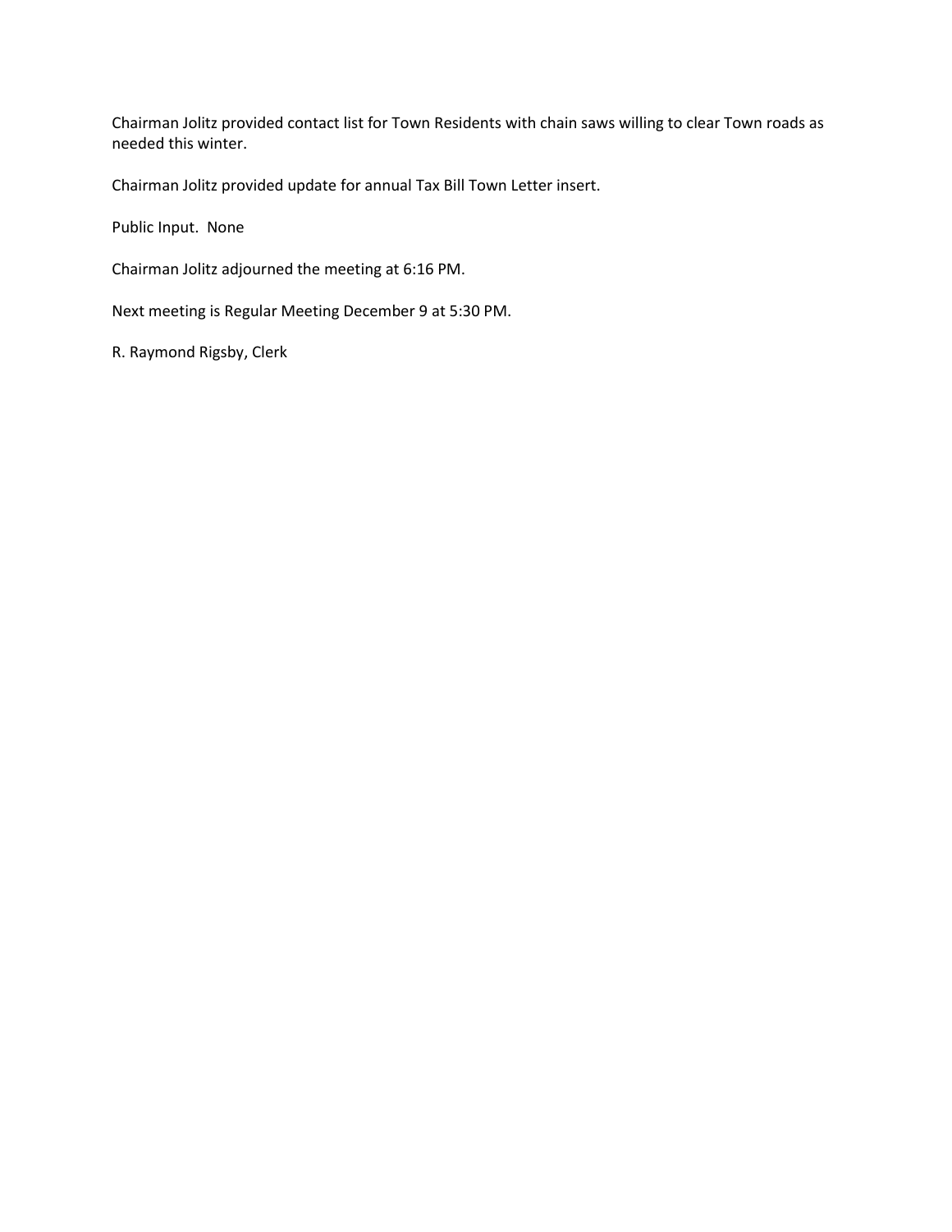Chairman Jolitz provided contact list for Town Residents with chain saws willing to clear Town roads as needed this winter.

Chairman Jolitz provided update for annual Tax Bill Town Letter insert.

Public Input. None

Chairman Jolitz adjourned the meeting at 6:16 PM.

Next meeting is Regular Meeting December 9 at 5:30 PM.

R. Raymond Rigsby, Clerk